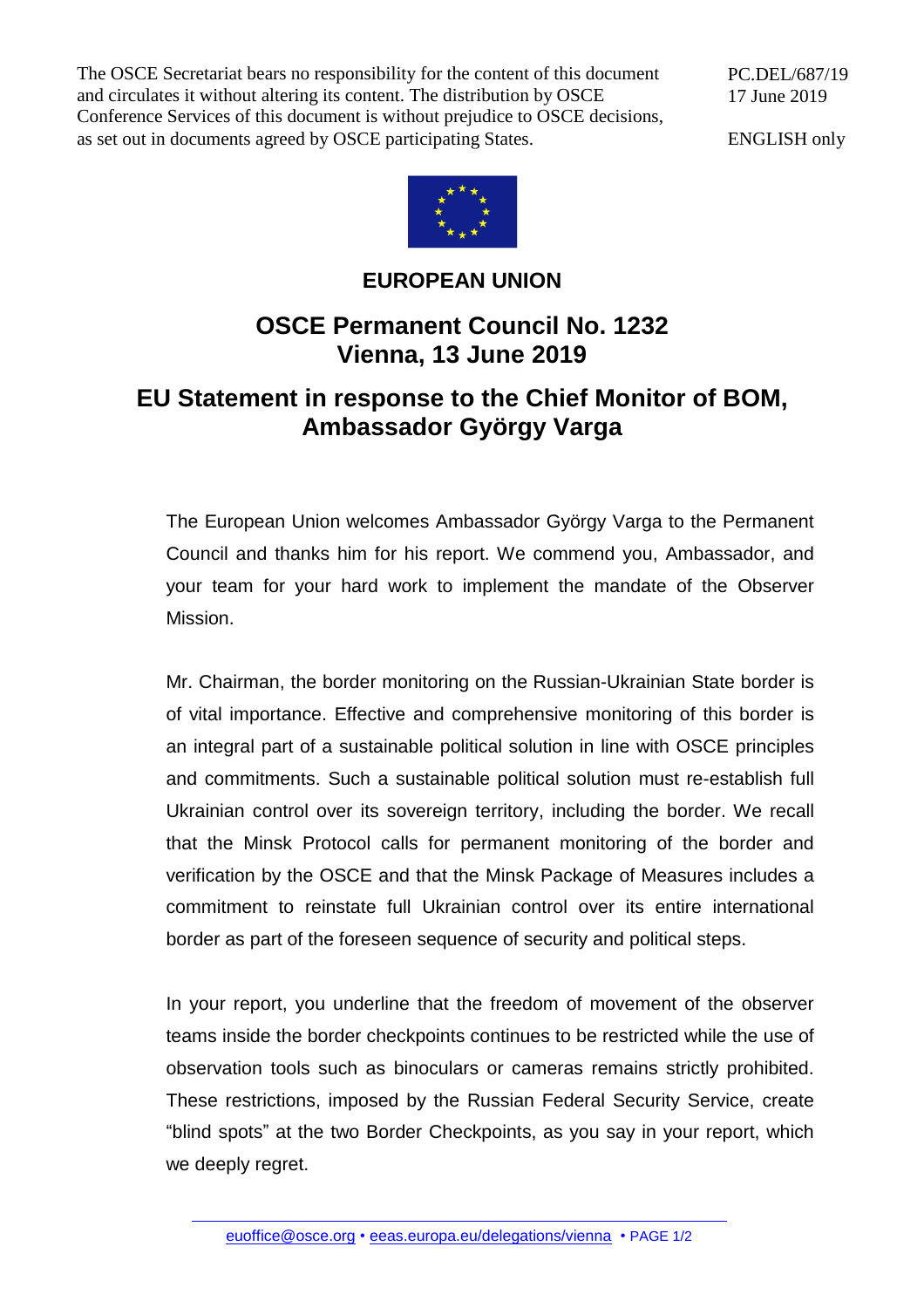The OSCE Secretariat bears no responsibility for the content of this document and circulates it without altering its content. The distribution by OSCE Conference Services of this document is without prejudice to OSCE decisions, as set out in documents agreed by OSCE participating States.

PC.DEL/687/19
17 June 2019

ENGLISH only

**EUROPEAN UNION**

# OSCE Permanent Council No. 1232
# Vienna, 13 June 2019

## EU Statement in response to the Chief Monitor of BOM, Ambassador György Varga

The European Union welcomes Ambassador György Varga to the Permanent Council and thanks him for his report. We commend you, Ambassador, and your team for your hard work to implement the mandate of the Observer Mission.

Mr. Chairman, the border monitoring on the Russian-Ukrainian State border is of vital importance. Effective and comprehensive monitoring of this border is an integral part of a sustainable political solution in line with OSCE principles and commitments. Such a sustainable political solution must re-establish full Ukrainian control over its sovereign territory, including the border. We recall that the Minsk Protocol calls for permanent monitoring of the border and verification by the OSCE and that the Minsk Package of Measures includes a commitment to reinstate full Ukrainian control over its entire international border as part of the foreseen sequence of security and political steps.

In your report, you underline that the freedom of movement of the observer teams inside the border checkpoints continues to be restricted while the use of observation tools such as binoculars or cameras remains strictly prohibited. These restrictions, imposed by the Russian Federal Security Service, create "blind spots" at the two Border Checkpoints, as you say in your report, which we deeply regret.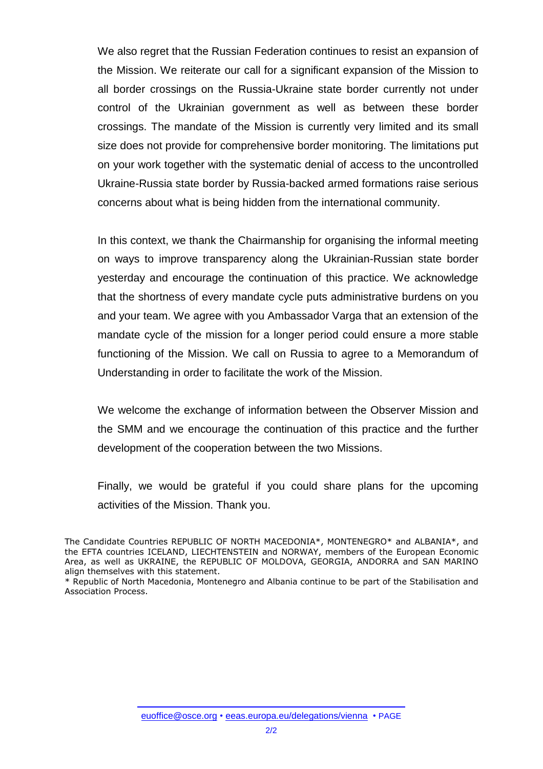We also regret that the Russian Federation continues to resist an expansion of the Mission. We reiterate our call for a significant expansion of the Mission to all border crossings on the Russia-Ukraine state border currently not under control of the Ukrainian government as well as between these border crossings. The mandate of the Mission is currently very limited and its small size does not provide for comprehensive border monitoring. The limitations put on your work together with the systematic denial of access to the uncontrolled Ukraine-Russia state border by Russia-backed armed formations raise serious concerns about what is being hidden from the international community.

In this context, we thank the Chairmanship for organising the informal meeting on ways to improve transparency along the Ukrainian-Russian state border yesterday and encourage the continuation of this practice. We acknowledge that the shortness of every mandate cycle puts administrative burdens on you and your team. We agree with you Ambassador Varga that an extension of the mandate cycle of the mission for a longer period could ensure a more stable functioning of the Mission. We call on Russia to agree to a Memorandum of Understanding in order to facilitate the work of the Mission.

We welcome the exchange of information between the Observer Mission and the SMM and we encourage the continuation of this practice and the further development of the cooperation between the two Missions.

Finally, we would be grateful if you could share plans for the upcoming activities of the Mission. Thank you.

The Candidate Countries REPUBLIC OF NORTH MACEDONIA*, MONTENEGRO* and ALBANIA*, and the EFTA countries ICELAND, LIECHTENSTEIN and NORWAY, members of the European Economic Area, as well as UKRAINE, the REPUBLIC OF MOLDOVA, GEORGIA, ANDORRA and SAN MARINO align themselves with this statement.

* Republic of North Macedonia, Montenegro and Albania continue to be part of the Stabilisation and Association Process.